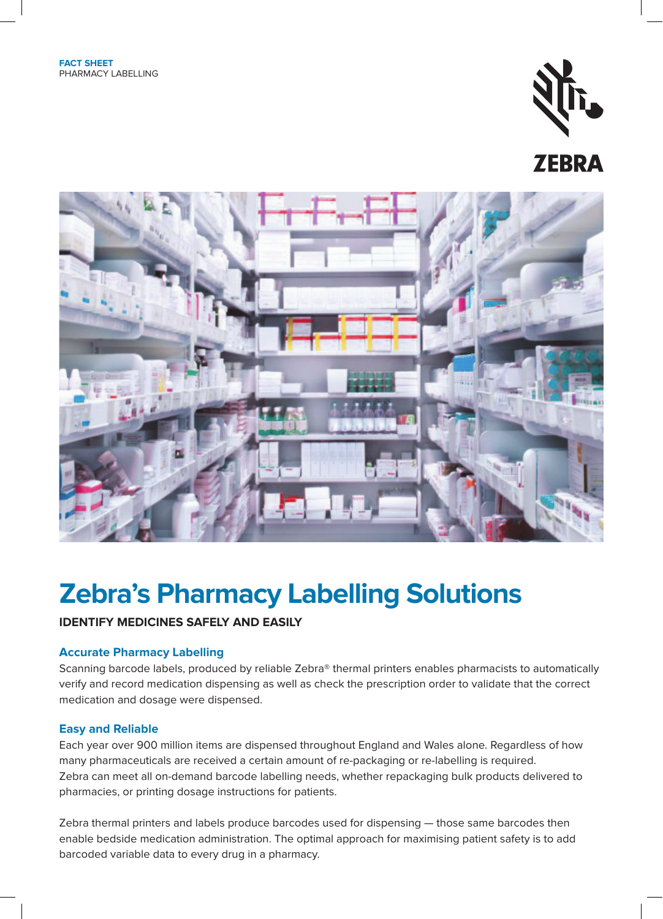**FACT SHEET**
PHARMACY LABELLING

ZEBRA

# Zebra's Pharmacy Labelling Solutions

**IDENTIFY MEDICINES SAFELY AND EASILY**

### Accurate Pharmacy Labelling

Scanning barcode labels, produced by reliable Zebra® thermal printers enables pharmacists to automatically verify and record medication dispensing as well as check the prescription order to validate that the correct medication and dosage were dispensed.

### Easy and Reliable

Each year over 900 million items are dispensed throughout England and Wales alone. Regardless of how many pharmaceuticals are received a certain amount of re-packaging or re-labelling is required. Zebra can meet all on-demand barcode labelling needs, whether repackaging bulk products delivered to pharmacies, or printing dosage instructions for patients.

Zebra thermal printers and labels produce barcodes used for dispensing — those same barcodes then enable bedside medication administration. The optimal approach for maximising patient safety is to add barcoded variable data to every drug in a pharmacy.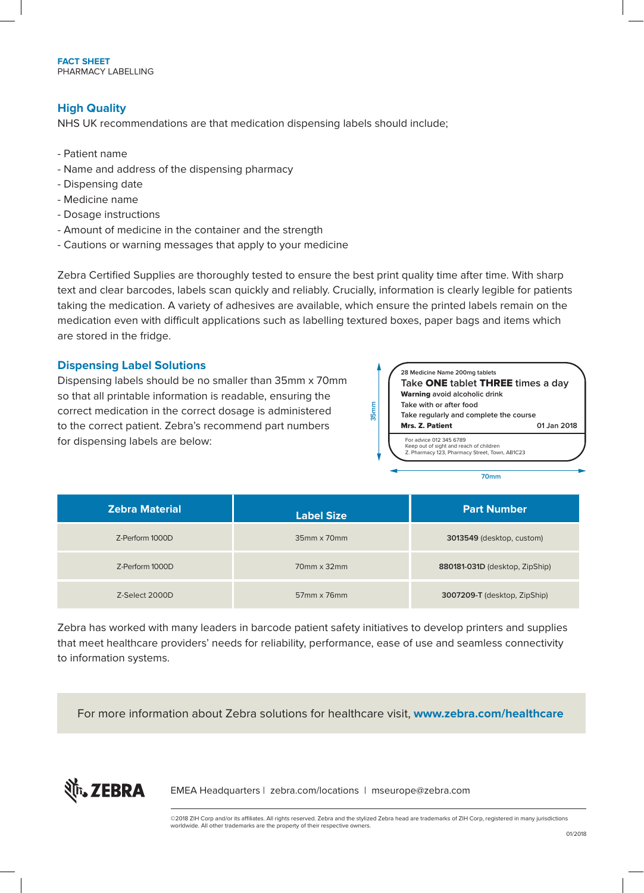**FACT SHEET**
PHARMACY LABELLING

## High Quality

NHS UK recommendations are that medication dispensing labels should include;

- Patient name
- Name and address of the dispensing pharmacy
- Dispensing date
- Medicine name
- Dosage instructions
- Amount of medicine in the container and the strength
- Cautions or warning messages that apply to your medicine

Zebra Certified Supplies are thoroughly tested to ensure the best print quality time after time. With sharp text and clear barcodes, labels scan quickly and reliably. Crucially, information is clearly legible for patients taking the medication. A variety of adhesives are available, which ensure the printed labels remain on the medication even with difficult applications such as labelling textured boxes, paper bags and items which are stored in the fridge.

## Dispensing Label Solutions

Dispensing labels should be no smaller than 35mm x 70mm so that all printable information is readable, ensuring the correct medication in the correct dosage is administered to the correct patient. Zebra's recommend part numbers for dispensing labels are below:

28 Medicine Name 200mg tablets
Take **ONE** tablet **THREE** times a day
**Warning** avoid alcoholic drink
Take with or after food
Take regularly and complete the course
**Mrs. Z. Patient** 01 Jan 2018
For advice 012 345 6789
Keep out of sight and reach of children
Z. Pharmacy 123, Pharmacy Street, Town, AB1C23

35mm
70mm

| Zebra Material | Label Size | Part Number |
| --- | --- | --- |
| Z-Perform 1000D | 35mm x 70mm | **3013549** (desktop, custom) |
| Z-Perform 1000D | 70mm x 32mm | **880181-031D** (desktop, ZipShip) |
| Z-Select 2000D | 57mm x 76mm | **3007209-T** (desktop, ZipShip) |

Zebra has worked with many leaders in barcode patient safety initiatives to develop printers and supplies that meet healthcare providers' needs for reliability, performance, ease of use and seamless connectivity to information systems.

For more information about Zebra solutions for healthcare visit, **www.zebra.com/healthcare**

ZEBRA

EMEA Headquarters | zebra.com/locations | mseurope@zebra.com

©2018 ZIH Corp and/or its affiliates. All rights reserved. Zebra and the stylized Zebra head are trademarks of ZIH Corp, registered in many jurisdictions worldwide. All other trademarks are the property of their respective owners.

01/2018